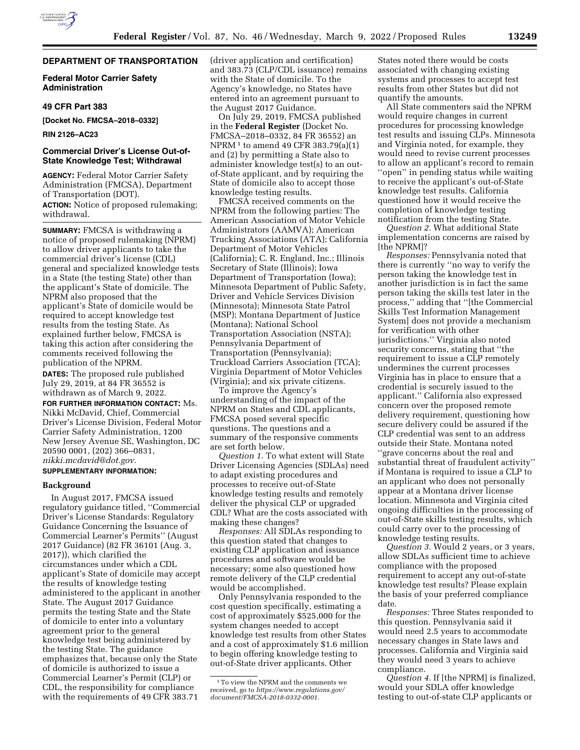## DEPARTMENT OF TRANSPORTATION

### Federal Motor Carrier Safety Administration

### 49 CFR Part 383

**[Docket No. FMCSA–2018–0332]**

**RIN 2126–AC23**

### Commercial Driver's License Out-of-State Knowledge Test; Withdrawal

**AGENCY:** Federal Motor Carrier Safety Administration (FMCSA), Department of Transportation (DOT).

**ACTION:** Notice of proposed rulemaking; withdrawal.

**SUMMARY:** FMCSA is withdrawing a notice of proposed rulemaking (NPRM) to allow driver applicants to take the commercial driver's license (CDL) general and specialized knowledge tests in a State (the testing State) other than the applicant's State of domicile. The NPRM also proposed that the applicant's State of domicile would be required to accept knowledge test results from the testing State. As explained further below, FMCSA is taking this action after considering the comments received following the publication of the NPRM.

**DATES:** The proposed rule published July 29, 2019, at 84 FR 36552 is withdrawn as of March 9, 2022.

**FOR FURTHER INFORMATION CONTACT:** Ms. Nikki McDavid, Chief, Commercial Driver's License Division, Federal Motor Carrier Safety Administration, 1200 New Jersey Avenue SE, Washington, DC 20590 0001, (202) 366–0831, *nikki.mcdavid@dot.gov.*

**SUPPLEMENTARY INFORMATION:**

#### Background

In August 2017, FMCSA issued regulatory guidance titled, "Commercial Driver's License Standards: Regulatory Guidance Concerning the Issuance of Commercial Learner's Permits" (August 2017 Guidance) (82 FR 36101 (Aug. 3, 2017)), which clarified the circumstances under which a CDL applicant's State of domicile may accept the results of knowledge testing administered to the applicant in another State. The August 2017 Guidance permits the testing State and the State of domicile to enter into a voluntary agreement prior to the general knowledge test being administered by the testing State. The guidance emphasizes that, because only the State of domicile is authorized to issue a Commercial Learner's Permit (CLP) or CDL, the responsibility for compliance with the requirements of 49 CFR 383.71 (driver application and certification) and 383.73 (CLP/CDL issuance) remains with the State of domicile. To the Agency's knowledge, no States have entered into an agreement pursuant to the August 2017 Guidance.

On July 29, 2019, FMCSA published in the **Federal Register** (Docket No. FMCSA–2018–0332, 84 FR 36552) an NPRM [1] to amend 49 CFR 383.79(a)(1) and (2) by permitting a State also to administer knowledge test(s) to an out-of-State applicant, and by requiring the State of domicile also to accept those knowledge testing results.

FMCSA received comments on the NPRM from the following parties: The American Association of Motor Vehicle Administrators (AAMVA); American Trucking Associations (ATA); California Department of Motor Vehicles (California); C. R. England, Inc.; Illinois Secretary of State (Illinois); Iowa Department of Transportation (Iowa); Minnesota Department of Public Safety, Driver and Vehicle Services Division (Minnesota); Minnesota State Patrol (MSP); Montana Department of Justice (Montana); National School Transportation Association (NSTA); Pennsylvania Department of Transportation (Pennsylvania); Truckload Carriers Association (TCA); Virginia Department of Motor Vehicles (Virginia); and six private citizens.

To improve the Agency's understanding of the impact of the NPRM on States and CDL applicants, FMCSA posed several specific questions. The questions and a summary of the responsive comments are set forth below.

*Question 1.* To what extent will State Driver Licensing Agencies (SDLAs) need to adapt existing procedures and processes to receive out-of-State knowledge testing results and remotely deliver the physical CLP or upgraded CDL? What are the costs associated with making these changes?

*Responses:* All SDLAs responding to this question stated that changes to existing CLP application and issuance procedures and software would be necessary; some also questioned how remote delivery of the CLP credential would be accomplished.

Only Pennsylvania responded to the cost question specifically, estimating a cost of approximately $525,000 for the system changes needed to accept knowledge test results from other States and a cost of approximately $1.6 million to begin offering knowledge testing to out-of-State driver applicants. Other States noted there would be costs associated with changing existing systems and processes to accept test results from other States but did not quantify the amounts.

All State commenters said the NPRM would require changes in current procedures for processing knowledge test results and issuing CLPs. Minnesota and Virginia noted, for example, they would need to revise current processes to allow an applicant's record to remain "open" in pending status while waiting to receive the applicant's out-of-State knowledge test results. California questioned how it would receive the completion of knowledge testing notification from the testing State.

*Question 2.* What additional State implementation concerns are raised by [the NPRM]?

*Responses:* Pennsylvania noted that there is currently "no way to verify the person taking the knowledge test in another jurisdiction is in fact the same person taking the skills test later in the process," adding that "[the Commercial Skills Test Information Management System] does not provide a mechanism for verification with other jurisdictions." Virginia also noted security concerns, stating that "the requirement to issue a CLP remotely undermines the current processes Virginia has in place to ensure that a credential is securely issued to the applicant." California also expressed concern over the proposed remote delivery requirement, questioning how secure delivery could be assured if the CLP credential was sent to an address outside their State. Montana noted "grave concerns about the real and substantial threat of fraudulent activity" if Montana is required to issue a CLP to an applicant who does not personally appear at a Montana driver license location. Minnesota and Virginia cited ongoing difficulties in the processing of out-of-State skills testing results, which could carry over to the processing of knowledge testing results.

*Question 3.* Would 2 years, or 3 years, allow SDLAs sufficient time to achieve compliance with the proposed requirement to accept any out-of-state knowledge test results? Please explain the basis of your preferred compliance date.

*Responses:* Three States responded to this question. Pennsylvania said it would need 2.5 years to accommodate necessary changes in State laws and processes. California and Virginia said they would need 3 years to achieve compliance.

*Question 4.* If [the NPRM] is finalized, would your SDLA offer knowledge testing to out-of-state CLP applicants or

[1] To view the NPRM and the comments we received, go to *https://www.regulations.gov/document/FMCSA-2018-0332-0001.*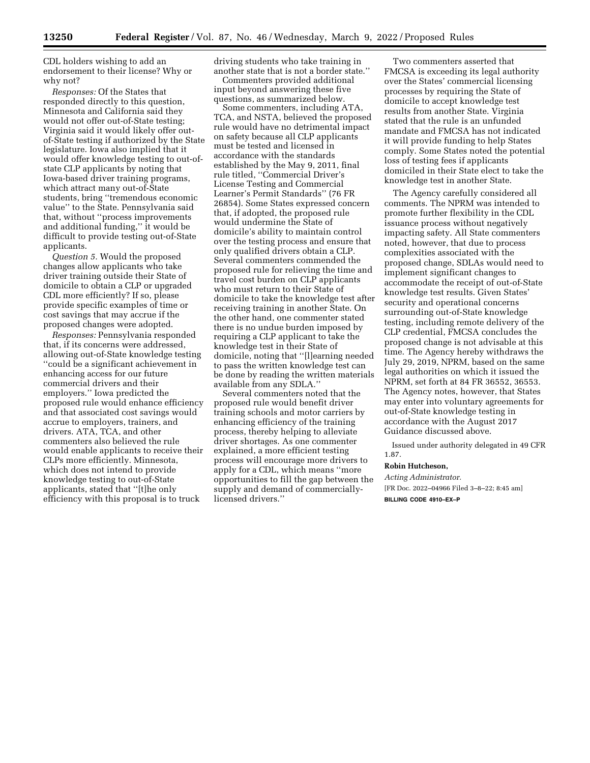CDL holders wishing to add an endorsement to their license? Why or why not?

*Responses:* Of the States that responded directly to this question, Minnesota and California said they would not offer out-of-State testing; Virginia said it would likely offer out-of-State testing if authorized by the State legislature. Iowa also implied that it would offer knowledge testing to out-of-state CLP applicants by noting that Iowa-based driver training programs, which attract many out-of-State students, bring "tremendous economic value" to the State. Pennsylvania said that, without "process improvements and additional funding," it would be difficult to provide testing out-of-State applicants.

*Question 5.* Would the proposed changes allow applicants who take driver training outside their State of domicile to obtain a CLP or upgraded CDL more efficiently? If so, please provide specific examples of time or cost savings that may accrue if the proposed changes were adopted.

*Responses:* Pennsylvania responded that, if its concerns were addressed, allowing out-of-State knowledge testing "could be a significant achievement in enhancing access for our future commercial drivers and their employers." Iowa predicted the proposed rule would enhance efficiency and that associated cost savings would accrue to employers, trainers, and drivers. ATA, TCA, and other commenters also believed the rule would enable applicants to receive their CLPs more efficiently. Minnesota, which does not intend to provide knowledge testing to out-of-State applicants, stated that "[t]he only efficiency with this proposal is to truck driving students who take training in another state that is not a border state."

Commenters provided additional input beyond answering these five questions, as summarized below.

Some commenters, including ATA, TCA, and NSTA, believed the proposed rule would have no detrimental impact on safety because all CLP applicants must be tested and licensed in accordance with the standards established by the May 9, 2011, final rule titled, "Commercial Driver's License Testing and Commercial Learner's Permit Standards" (76 FR 26854). Some States expressed concern that, if adopted, the proposed rule would undermine the State of domicile's ability to maintain control over the testing process and ensure that only qualified drivers obtain a CLP. Several commenters commended the proposed rule for relieving the time and travel cost burden on CLP applicants who must return to their State of domicile to take the knowledge test after receiving training in another State. On the other hand, one commenter stated there is no undue burden imposed by requiring a CLP applicant to take the knowledge test in their State of domicile, noting that "[l]earning needed to pass the written knowledge test can be done by reading the written materials available from any SDLA."

Several commenters noted that the proposed rule would benefit driver training schools and motor carriers by enhancing efficiency of the training process, thereby helping to alleviate driver shortages. As one commenter explained, a more efficient testing process will encourage more drivers to apply for a CDL, which means "more opportunities to fill the gap between the supply and demand of commercially-licensed drivers."

Two commenters asserted that FMCSA is exceeding its legal authority over the States' commercial licensing processes by requiring the State of domicile to accept knowledge test results from another State. Virginia stated that the rule is an unfunded mandate and FMCSA has not indicated it will provide funding to help States comply. Some States noted the potential loss of testing fees if applicants domiciled in their State elect to take the knowledge test in another State.

The Agency carefully considered all comments. The NPRM was intended to promote further flexibility in the CDL issuance process without negatively impacting safety. All State commenters noted, however, that due to process complexities associated with the proposed change, SDLAs would need to implement significant changes to accommodate the receipt of out-of-State knowledge test results. Given States' security and operational concerns surrounding out-of-State knowledge testing, including remote delivery of the CLP credential, FMCSA concludes the proposed change is not advisable at this time. The Agency hereby withdraws the July 29, 2019, NPRM, based on the same legal authorities on which it issued the NPRM, set forth at 84 FR 36552, 36553. The Agency notes, however, that States may enter into voluntary agreements for out-of-State knowledge testing in accordance with the August 2017 Guidance discussed above.

Issued under authority delegated in 49 CFR 1.87.

**Robin Hutcheson,**

*Acting Administrator.*

[FR Doc. 2022–04966 Filed 3–8–22; 8:45 am]

**BILLING CODE 4910–EX–P**